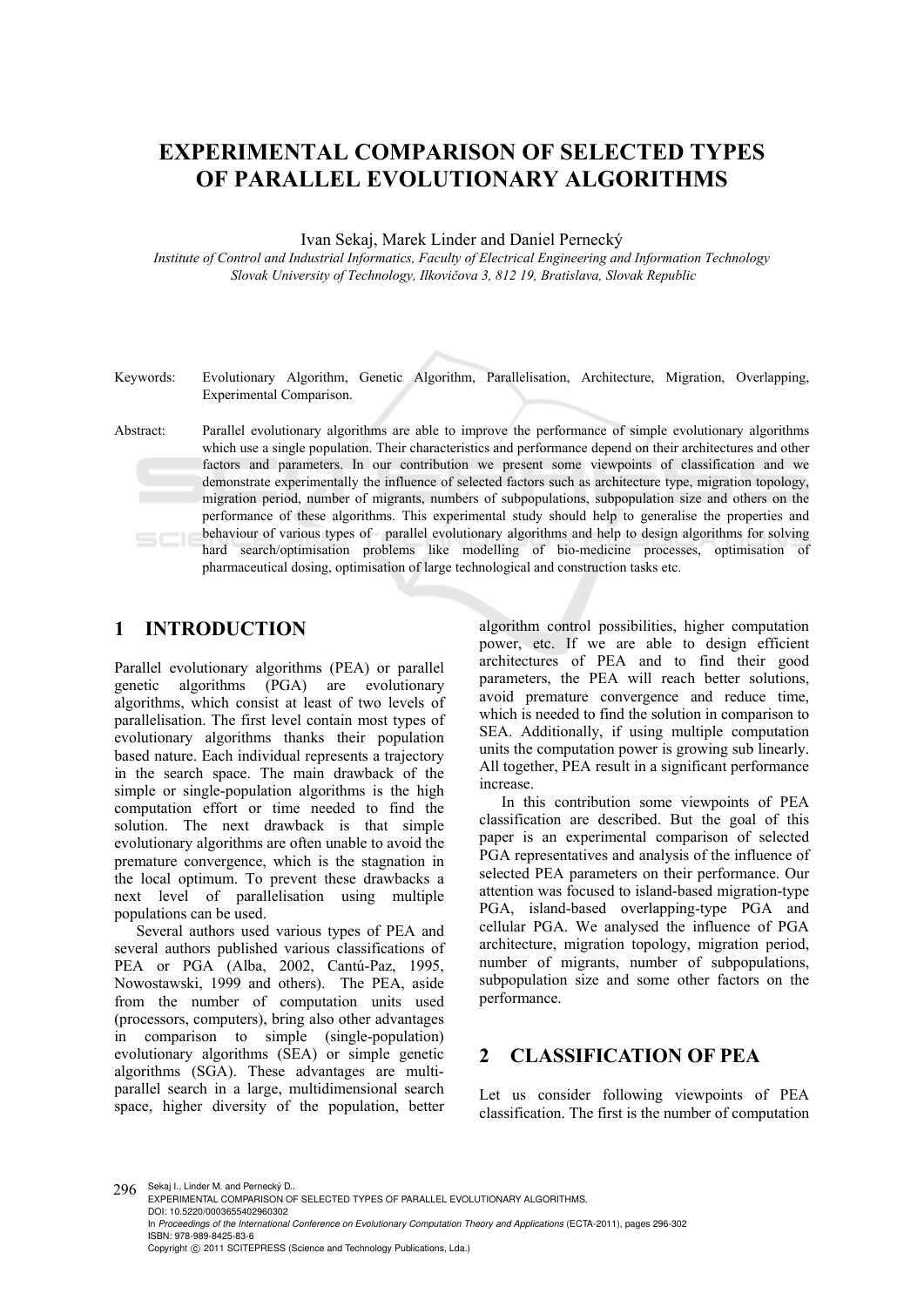# EXPERIMENTAL COMPARISON OF SELECTED TYPES OF PARALLEL EVOLUTIONARY ALGORITHMS

Ivan Sekaj, Marek Linder and Daniel Pernecký

*Institute of Control and Industrial Informatics, Faculty of Electrical Engineering and Information Technology*
*Slovak University of Technology, Ilkovičova 3, 812 19, Bratislava, Slovak Republic*

Keywords: Evolutionary Algorithm, Genetic Algorithm, Parallelisation, Architecture, Migration, Overlapping, Experimental Comparison.

Abstract: Parallel evolutionary algorithms are able to improve the performance of simple evolutionary algorithms which use a single population. Their characteristics and performance depend on their architectures and other factors and parameters. In our contribution we present some viewpoints of classification and we demonstrate experimentally the influence of selected factors such as architecture type, migration topology, migration period, number of migrants, numbers of subpopulations, subpopulation size and others on the performance of these algorithms. This experimental study should help to generalise the properties and behaviour of various types of parallel evolutionary algorithms and help to design algorithms for solving hard search/optimisation problems like modelling of bio-medicine processes, optimisation of pharmaceutical dosing, optimisation of large technological and construction tasks etc.

## 1 INTRODUCTION

Parallel evolutionary algorithms (PEA) or parallel genetic algorithms (PGA) are evolutionary algorithms, which consist at least of two levels of parallelisation. The first level contain most types of evolutionary algorithms thanks their population based nature. Each individual represents a trajectory in the search space. The main drawback of the simple or single-population algorithms is the high computation effort or time needed to find the solution. The next drawback is that simple evolutionary algorithms are often unable to avoid the premature convergence, which is the stagnation in the local optimum. To prevent these drawbacks a next level of parallelisation using multiple populations can be used.

Several authors used various types of PEA and several authors published various classifications of PEA or PGA (Alba, 2002, Cantú-Paz, 1995, Nowostawski, 1999 and others). The PEA, aside from the number of computation units used (processors, computers), bring also other advantages in comparison to simple (single-population) evolutionary algorithms (SEA) or simple genetic algorithms (SGA). These advantages are multi-parallel search in a large, multidimensional search space, higher diversity of the population, better algorithm control possibilities, higher computation power, etc. If we are able to design efficient architectures of PEA and to find their good parameters, the PEA will reach better solutions, avoid premature convergence and reduce time, which is needed to find the solution in comparison to SEA. Additionally, if using multiple computation units the computation power is growing sub linearly. All together, PEA result in a significant performance increase.

In this contribution some viewpoints of PEA classification are described. But the goal of this paper is an experimental comparison of selected PGA representatives and analysis of the influence of selected PEA parameters on their performance. Our attention was focused to island-based migration-type PGA, island-based overlapping-type PGA and cellular PGA. We analysed the influence of PGA architecture, migration topology, migration period, number of migrants, number of subpopulations, subpopulation size and some other factors on the performance.

## 2 CLASSIFICATION OF PEA

Let us consider following viewpoints of PEA classification. The first is the number of computation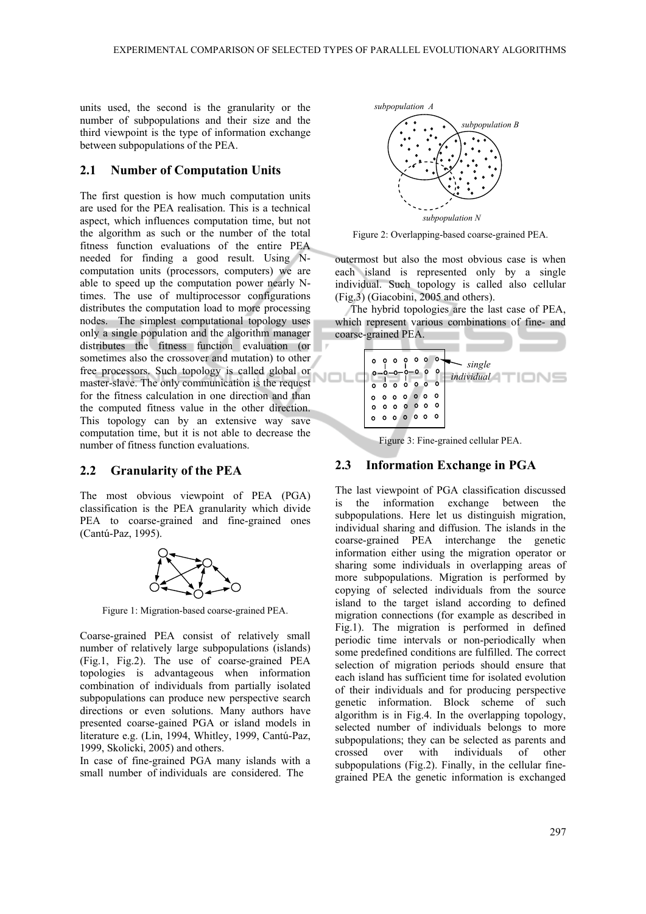units used, the second is the granularity or the number of subpopulations and their size and the third viewpoint is the type of information exchange between subpopulations of the PEA.

## 2.1 Number of Computation Units

The first question is how much computation units are used for the PEA realisation. This is a technical aspect, which influences computation time, but not the algorithm as such or the number of the total fitness function evaluations of the entire PEA needed for finding a good result. Using N-computation units (processors, computers) we are able to speed up the computation power nearly N-times. The use of multiprocessor configurations distributes the computation load to more processing nodes. The simplest computational topology uses only a single population and the algorithm manager distributes the fitness function evaluation (or sometimes also the crossover and mutation) to other free processors. Such topology is called global or master-slave. The only communication is the request for the fitness calculation in one direction and than the computed fitness value in the other direction. This topology can by an extensive way save computation time, but it is not able to decrease the number of fitness function evaluations.

## 2.2 Granularity of the PEA

The most obvious viewpoint of PEA (PGA) classification is the PEA granularity which divide PEA to coarse-grained and fine-grained ones (Cantú-Paz, 1995).

Figure 1: Migration-based coarse-grained PEA.

Coarse-grained PEA consist of relatively small number of relatively large subpopulations (islands) (Fig.1, Fig.2). The use of coarse-grained PEA topologies is advantageous when information combination of individuals from partially isolated subpopulations can produce new perspective search directions or even solutions. Many authors have presented coarse-gained PGA or island models in literature e.g. (Lin, 1994, Whitley, 1999, Cantú-Paz, 1999, Skolicki, 2005) and others.

In case of fine-grained PGA many islands with a small number of individuals are considered. The outermost but also the most obvious case is when each island is represented only by a single individual. Such topology is called also cellular (Fig.3) (Giacobini, 2005 and others).

Figure 2: Overlapping-based coarse-grained PEA.

The hybrid topologies are the last case of PEA, which represent various combinations of fine- and coarse-grained PEA.

Figure 3: Fine-grained cellular PEA.

## 2.3 Information Exchange in PGA

The last viewpoint of PGA classification discussed is the information exchange between the subpopulations. Here let us distinguish migration, individual sharing and diffusion. The islands in the coarse-grained PEA interchange the genetic information either using the migration operator or sharing some individuals in overlapping areas of more subpopulations. Migration is performed by copying of selected individuals from the source island to the target island according to defined migration connections (for example as described in Fig.1). The migration is performed in defined periodic time intervals or non-periodically when some predefined conditions are fulfilled. The correct selection of migration periods should ensure that each island has sufficient time for isolated evolution of their individuals and for producing perspective genetic information. Block scheme of such algorithm is in Fig.4. In the overlapping topology, selected number of individuals belongs to more subpopulations; they can be selected as parents and crossed over with individuals of other subpopulations (Fig.2). Finally, in the cellular fine-grained PEA the genetic information is exchanged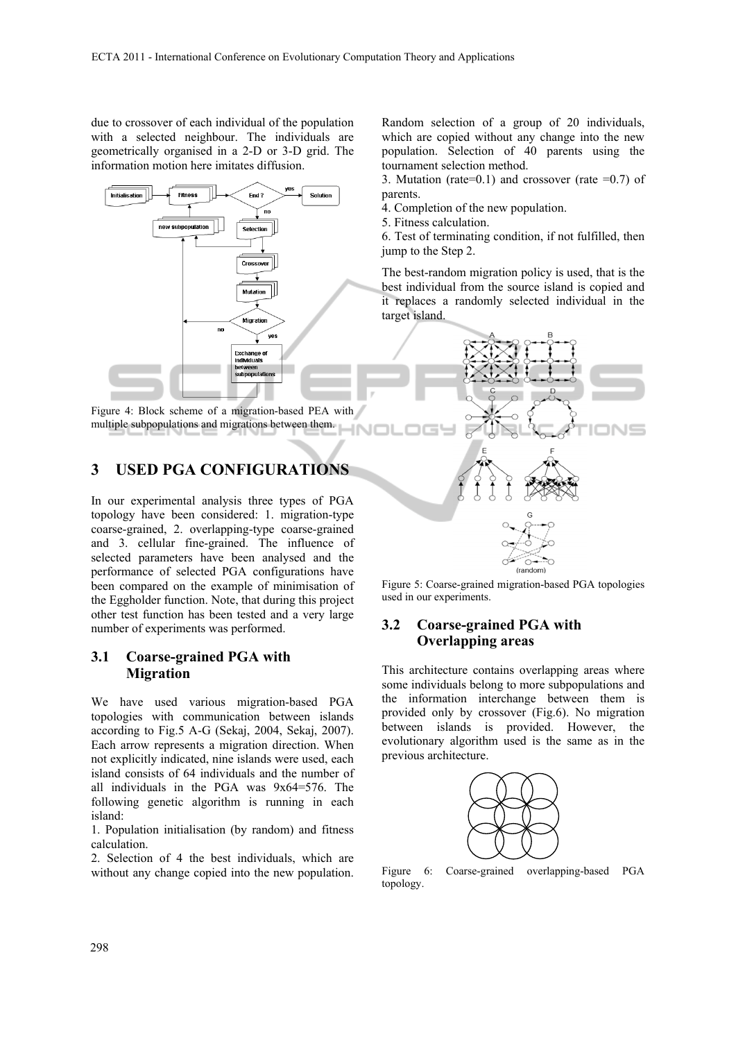due to crossover of each individual of the population with a selected neighbour. The individuals are geometrically organised in a 2-D or 3-D grid. The information motion here imitates diffusion.

Figure 4: Block scheme of a migration-based PEA with multiple subpopulations and migrations between them.

## 3 USED PGA CONFIGURATIONS

In our experimental analysis three types of PGA topology have been considered: 1. migration-type coarse-grained, 2. overlapping-type coarse-grained and 3. cellular fine-grained. The influence of selected parameters have been analysed and the performance of selected PGA configurations have been compared on the example of minimisation of the Eggholder function. Note, that during this project other test function has been tested and a very large number of experiments was performed.

### 3.1 Coarse-grained PGA with Migration

We have used various migration-based PGA topologies with communication between islands according to Fig.5 A-G (Sekaj, 2004, Sekaj, 2007). Each arrow represents a migration direction. When not explicitly indicated, nine islands were used, each island consists of 64 individuals and the number of all individuals in the PGA was 9x64=576. The following genetic algorithm is running in each island:

1. Population initialisation (by random) and fitness calculation.
2. Selection of 4 the best individuals, which are without any change copied into the new population. Random selection of a group of 20 individuals, which are copied without any change into the new population. Selection of 40 parents using the tournament selection method.
3. Mutation (rate=0.1) and crossover (rate =0.7) of parents.
4. Completion of the new population.
5. Fitness calculation.
6. Test of terminating condition, if not fulfilled, then jump to the Step 2.

The best-random migration policy is used, that is the best individual from the source island is copied and it replaces a randomly selected individual in the target island.

Figure 5: Coarse-grained migration-based PGA topologies used in our experiments.

### 3.2 Coarse-grained PGA with Overlapping areas

This architecture contains overlapping areas where some individuals belong to more subpopulations and the information interchange between them is provided only by crossover (Fig.6). No migration between islands is provided. However, the evolutionary algorithm used is the same as in the previous architecture.

Figure 6: Coarse-grained overlapping-based PGA topology.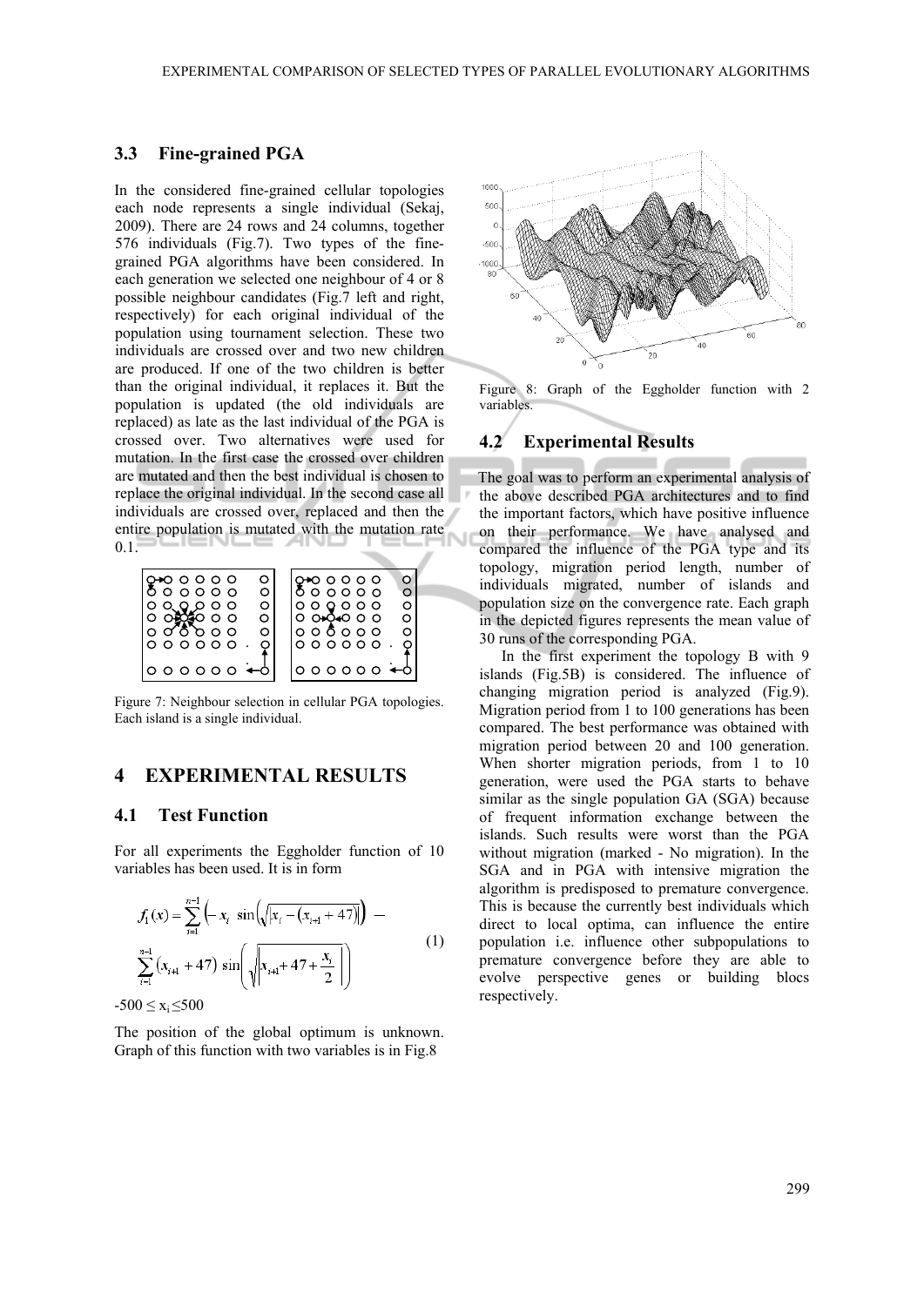### 3.3 Fine-grained PGA

In the considered fine-grained cellular topologies each node represents a single individual (Sekaj, 2009). There are 24 rows and 24 columns, together 576 individuals (Fig.7). Two types of the fine-grained PGA algorithms have been considered. In each generation we selected one neighbour of 4 or 8 possible neighbour candidates (Fig.7 left and right, respectively) for each original individual of the population using tournament selection. These two individuals are crossed over and two new children are produced. If one of the two children is better than the original individual, it replaces it. But the population is updated (the old individuals are replaced) as late as the last individual of the PGA is crossed over. Two alternatives were used for mutation. In the first case the crossed over children are mutated and then the best individual is chosen to replace the original individual. In the second case all individuals are crossed over, replaced and then the entire population is mutated with the mutation rate 0.1.

Figure 7: Neighbour selection in cellular PGA topologies. Each island is a single individual.

## 4 EXPERIMENTAL RESULTS

### 4.1 Test Function

For all experiments the Eggholder function of 10 variables has been used. It is in form

$$f_1(x) = \sum_{i=1}^{n-1}\left(-x_i \sin\left(\sqrt{\left|x_i - (x_{i+1}+47)\right|}\right)\right) - \sum_{i=1}^{n-1}(x_{i+1}+47)\sin\left(\sqrt{\left|x_{i+1}+47+\frac{x_i}{2}\right|}\right) \quad (1)$$

$-500 \leq x_i \leq 500$

The position of the global optimum is unknown. Graph of this function with two variables is in Fig.8

Figure 8: Graph of the Eggholder function with 2 variables.

### 4.2 Experimental Results

The goal was to perform an experimental analysis of the above described PGA architectures and to find the important factors, which have positive influence on their performance. We have analysed and compared the influence of the PGA type and its topology, migration period length, number of individuals migrated, number of islands and population size on the convergence rate. Each graph in the depicted figures represents the mean value of 30 runs of the corresponding PGA.

In the first experiment the topology B with 9 islands (Fig.5B) is considered. The influence of changing migration period is analyzed (Fig.9). Migration period from 1 to 100 generations has been compared. The best performance was obtained with migration period between 20 and 100 generation. When shorter migration periods, from 1 to 10 generation, were used the PGA starts to behave similar as the single population GA (SGA) because of frequent information exchange between the islands. Such results were worst than the PGA without migration (marked - No migration). In the SGA and in PGA with intensive migration the algorithm is predisposed to premature convergence. This is because the currently best individuals which direct to local optima, can influence the entire population i.e. influence other subpopulations to premature convergence before they are able to evolve perspective genes or building blocs respectively.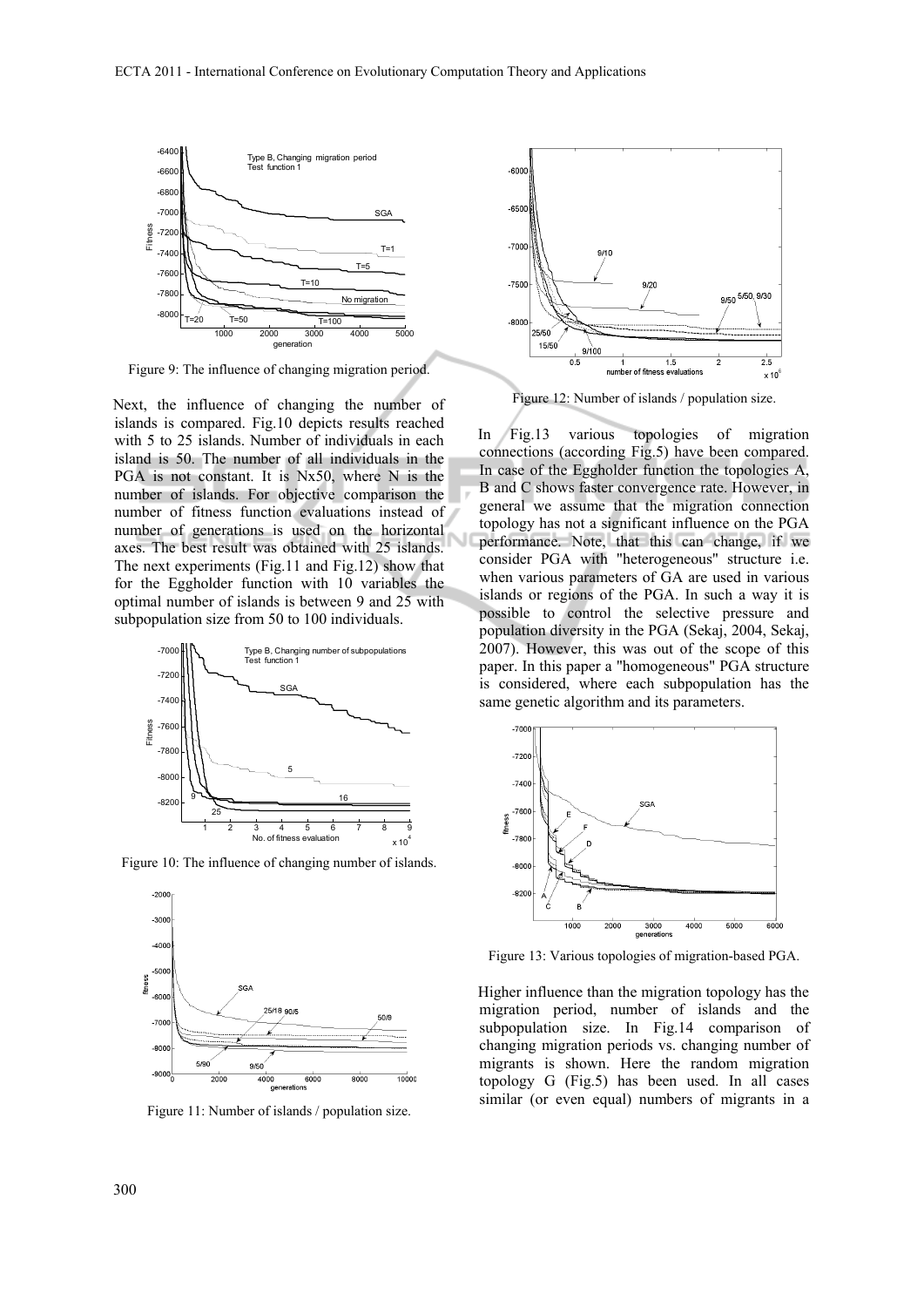Figure 9: The influence of changing migration period.

Next, the influence of changing the number of islands is compared. Fig.10 depicts results reached with 5 to 25 islands. Number of individuals in each island is 50. The number of all individuals in the PGA is not constant. It is Nx50, where N is the number of islands. For objective comparison the number of fitness function evaluations instead of number of generations is used on the horizontal axes. The best result was obtained with 25 islands. The next experiments (Fig.11 and Fig.12) show that for the Eggholder function with 10 variables the optimal number of islands is between 9 and 25 with subpopulation size from 50 to 100 individuals.

Figure 10: The influence of changing number of islands.

Figure 11: Number of islands / population size.

Figure 12: Number of islands / population size.

In Fig.13 various topologies of migration connections (according Fig.5) have been compared. In case of the Eggholder function the topologies A, B and C shows faster convergence rate. However, in general we assume that the migration connection topology has not a significant influence on the PGA performance. Note, that this can change, if we consider PGA with "heterogeneous" structure i.e. when various parameters of GA are used in various islands or regions of the PGA. In such a way it is possible to control the selective pressure and population diversity in the PGA (Sekaj, 2004, Sekaj, 2007). However, this was out of the scope of this paper. In this paper a "homogeneous" PGA structure is considered, where each subpopulation has the same genetic algorithm and its parameters.

Figure 13: Various topologies of migration-based PGA.

Higher influence than the migration topology has the migration period, number of islands and the subpopulation size. In Fig.14 comparison of changing migration periods vs. changing number of migrants is shown. Here the random migration topology G (Fig.5) has been used. In all cases similar (or even equal) numbers of migrants in a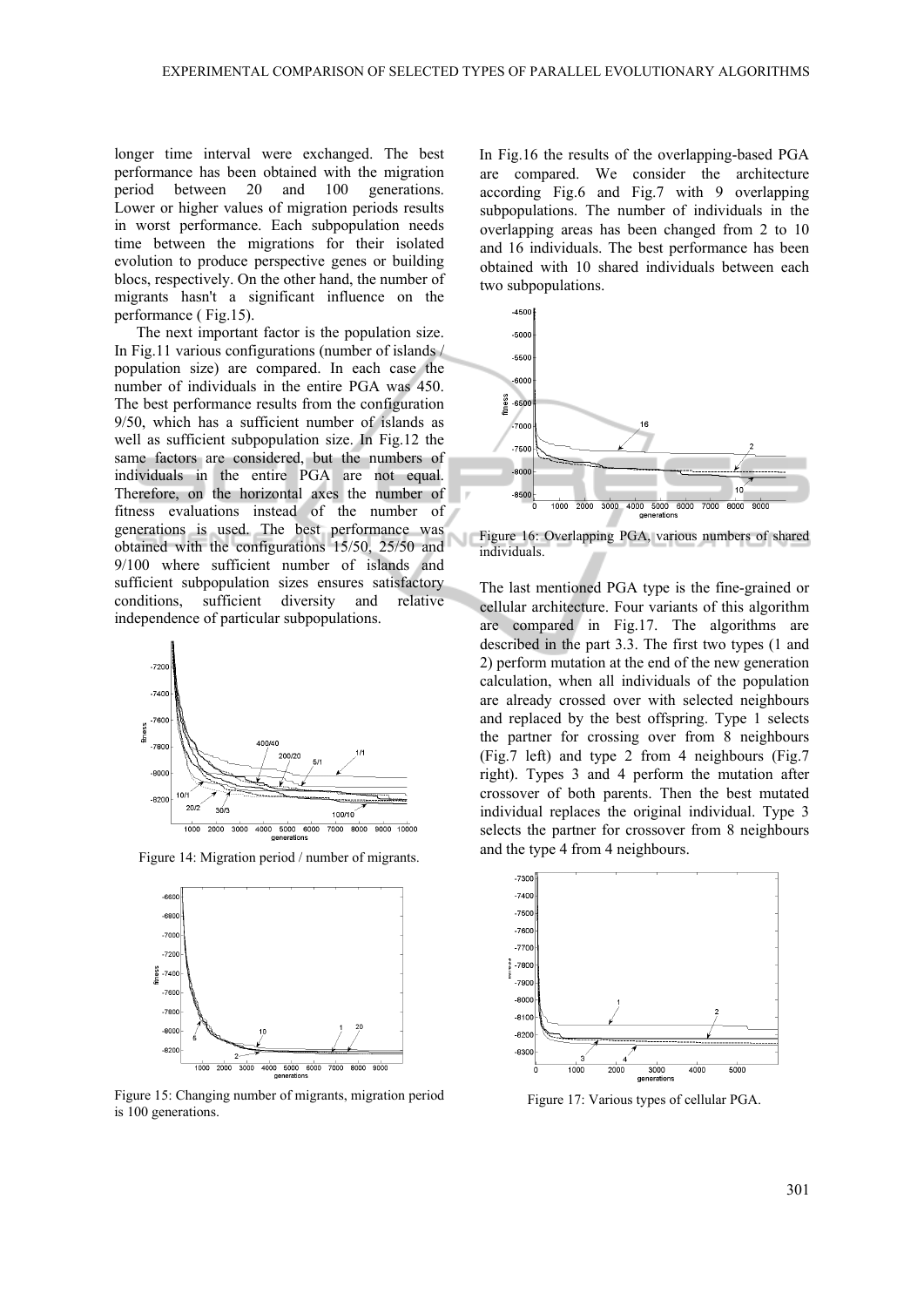longer time interval were exchanged. The best performance has been obtained with the migration period between 20 and 100 generations. Lower or higher values of migration periods results in worst performance. Each subpopulation needs time between the migrations for their isolated evolution to produce perspective genes or building blocs, respectively. On the other hand, the number of migrants hasn't a significant influence on the performance ( Fig.15).

The next important factor is the population size. In Fig.11 various configurations (number of islands / population size) are compared. In each case the number of individuals in the entire PGA was 450. The best performance results from the configuration 9/50, which has a sufficient number of islands as well as sufficient subpopulation size. In Fig.12 the same factors are considered, but the numbers of individuals in the entire PGA are not equal. Therefore, on the horizontal axes the number of fitness evaluations instead of the number of generations is used. The best performance was obtained with the configurations 15/50, 25/50 and 9/100 where sufficient number of islands and sufficient subpopulation sizes ensures satisfactory conditions, sufficient diversity and relative independence of particular subpopulations.

Figure 14: Migration period / number of migrants.

Figure 15: Changing number of migrants, migration period is 100 generations.

In Fig.16 the results of the overlapping-based PGA are compared. We consider the architecture according Fig.6 and Fig.7 with 9 overlapping subpopulations. The number of individuals in the overlapping areas has been changed from 2 to 10 and 16 individuals. The best performance has been obtained with 10 shared individuals between each two subpopulations.

Figure 16: Overlapping PGA, various numbers of shared individuals.

The last mentioned PGA type is the fine-grained or cellular architecture. Four variants of this algorithm are compared in Fig.17. The algorithms are described in the part 3.3. The first two types (1 and 2) perform mutation at the end of the new generation calculation, when all individuals of the population are already crossed over with selected neighbours and replaced by the best offspring. Type 1 selects the partner for crossing over from 8 neighbours (Fig.7 left) and type 2 from 4 neighbours (Fig.7 right). Types 3 and 4 perform the mutation after crossover of both parents. Then the best mutated individual replaces the original individual. Type 3 selects the partner for crossover from 8 neighbours and the type 4 from 4 neighbours.

Figure 17: Various types of cellular PGA.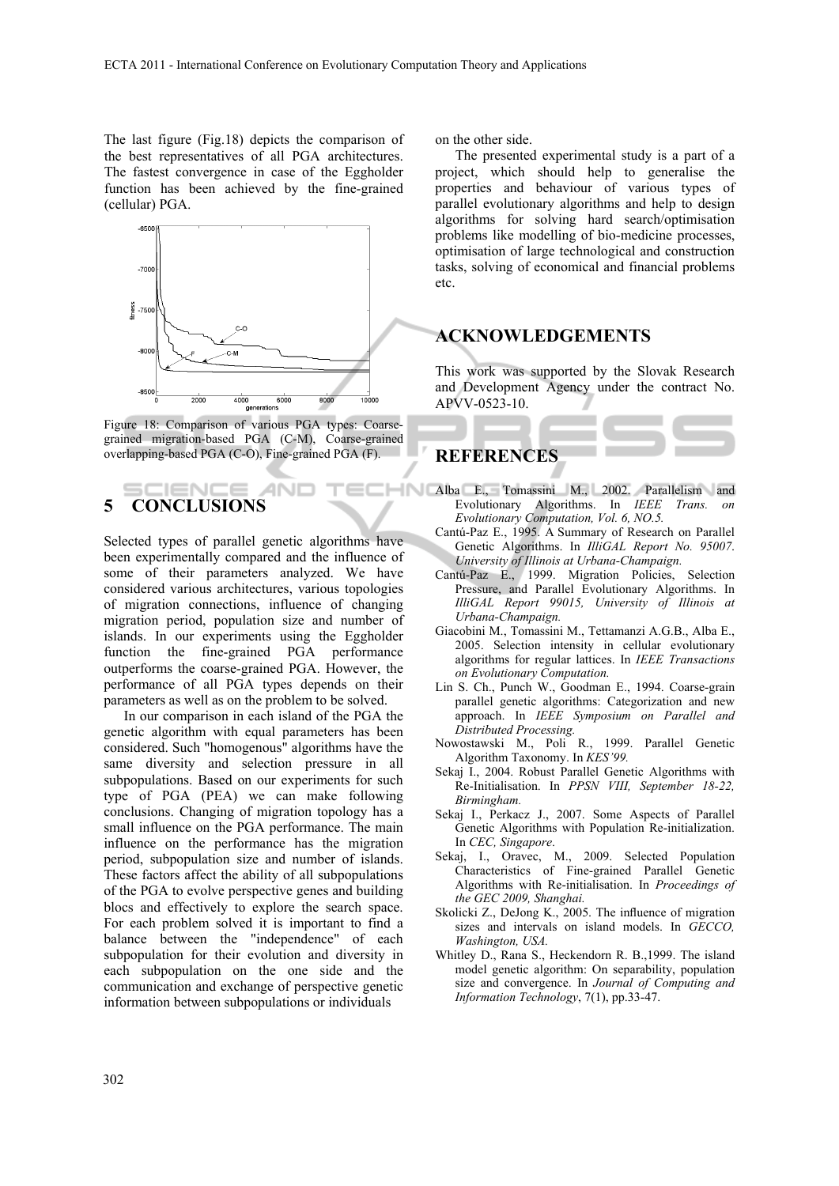The last figure (Fig.18) depicts the comparison of the best representatives of all PGA architectures. The fastest convergence in case of the Eggholder function has been achieved by the fine-grained (cellular) PGA.

-6500
-7000
-7500
-8000
-8500
fitness
0
2000
4000
6000
8000
10000
generations
C-O
F
C-M

Figure 18: Comparison of various PGA types: Coarse-grained migration-based PGA (C-M), Coarse-grained overlapping-based PGA (C-O), Fine-grained PGA (F).

## 5 CONCLUSIONS

Selected types of parallel genetic algorithms have been experimentally compared and the influence of some of their parameters analyzed. We have considered various architectures, various topologies of migration connections, influence of changing migration period, population size and number of islands. In our experiments using the Eggholder function the fine-grained PGA performance outperforms the coarse-grained PGA. However, the performance of all PGA types depends on their parameters as well as on the problem to be solved.

In our comparison in each island of the PGA the genetic algorithm with equal parameters has been considered. Such "homogenous" algorithms have the same diversity and selection pressure in all subpopulations. Based on our experiments for such type of PGA (PEA) we can make following conclusions. Changing of migration topology has a small influence on the PGA performance. The main influence on the performance has the migration period, subpopulation size and number of islands. These factors affect the ability of all subpopulations of the PGA to evolve perspective genes and building blocs and effectively to explore the search space. For each problem solved it is important to find a balance between the "independence" of each subpopulation for their evolution and diversity in each subpopulation on the one side and the communication and exchange of perspective genetic information between subpopulations or individuals on the other side.

The presented experimental study is a part of a project, which should help to generalise the properties and behaviour of various types of parallel evolutionary algorithms and help to design algorithms for solving hard search/optimisation problems like modelling of bio-medicine processes, optimisation of large technological and construction tasks, solving of economical and financial problems etc.

## ACKNOWLEDGEMENTS

This work was supported by the Slovak Research and Development Agency under the contract No. APVV-0523-10.

## REFERENCES

Alba E., Tomassini M., 2002. Parallelism and Evolutionary Algorithms. In *IEEE Trans. on Evolutionary Computation, Vol. 6, NO.5.*

Cantú-Paz E., 1995. A Summary of Research on Parallel Genetic Algorithms. In *IlliGAL Report No. 95007. University of Illinois at Urbana-Champaign.*

Cantú-Paz E., 1999. Migration Policies, Selection Pressure, and Parallel Evolutionary Algorithms. In *IlliGAL Report 99015, University of Illinois at Urbana-Champaign.*

Giacobini M., Tomassini M., Tettamanzi A.G.B., Alba E., 2005. Selection intensity in cellular evolutionary algorithms for regular lattices. In *IEEE Transactions on Evolutionary Computation.*

Lin S. Ch., Punch W., Goodman E., 1994. Coarse-grain parallel genetic algorithms: Categorization and new approach. In *IEEE Symposium on Parallel and Distributed Processing.*

Nowostawski M., Poli R., 1999. Parallel Genetic Algorithm Taxonomy. In *KES'99.*

Sekaj I., 2004. Robust Parallel Genetic Algorithms with Re-Initialisation. In *PPSN VIII, September 18-22, Birmingham.*

Sekaj I., Perkacz J., 2007. Some Aspects of Parallel Genetic Algorithms with Population Re-initialization. In *CEC, Singapore*.

Sekaj, I., Oravec, M., 2009. Selected Population Characteristics of Fine-grained Parallel Genetic Algorithms with Re-initialisation. In *Proceedings of the GEC 2009, Shanghai.*

Skolicki Z., DeJong K., 2005. The influence of migration sizes and intervals on island models. In *GECCO, Washington, USA.*

Whitley D., Rana S., Heckendorn R. B.,1999. The island model genetic algorithm: On separability, population size and convergence. In *Journal of Computing and Information Technology*, 7(1), pp.33-47.